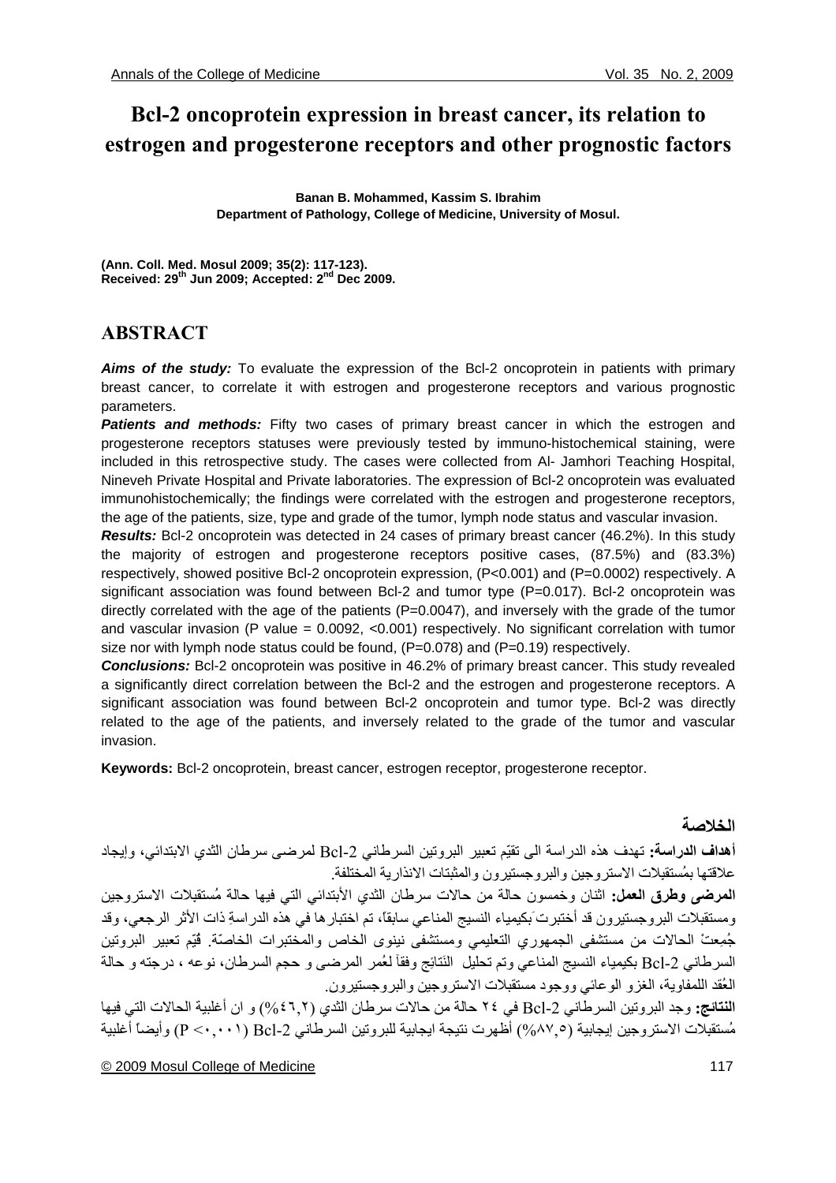# Bcl-2 oncoprotein expression in breast cancer, its relation to estrogen and progesterone receptors and other prognostic factors

**Banan B. Mohammed, Kassim S. Ibrahim**
**Department of Pathology, College of Medicine, University of Mosul.**

**(Ann. Coll. Med. Mosul 2009; 35(2): 117-123).**
**Received: 29th Jun 2009; Accepted: 2nd Dec 2009.**

## ABSTRACT

***Aims of the study:*** To evaluate the expression of the Bcl-2 oncoprotein in patients with primary breast cancer, to correlate it with estrogen and progesterone receptors and various prognostic parameters.

***Patients and methods:*** Fifty two cases of primary breast cancer in which the estrogen and progesterone receptors statuses were previously tested by immuno-histochemical staining, were included in this retrospective study. The cases were collected from Al- Jamhori Teaching Hospital, Nineveh Private Hospital and Private laboratories. The expression of Bcl-2 oncoprotein was evaluated immunohistochemically; the findings were correlated with the estrogen and progesterone receptors, the age of the patients, size, type and grade of the tumor, lymph node status and vascular invasion.

***Results:*** Bcl-2 oncoprotein was detected in 24 cases of primary breast cancer (46.2%). In this study the majority of estrogen and progesterone receptors positive cases, (87.5%) and (83.3%) respectively, showed positive Bcl-2 oncoprotein expression, (P<0.001) and (P=0.0002) respectively. A significant association was found between Bcl-2 and tumor type (P=0.017). Bcl-2 oncoprotein was directly correlated with the age of the patients (P=0.0047), and inversely with the grade of the tumor and vascular invasion (P value = 0.0092, <0.001) respectively. No significant correlation with tumor size nor with lymph node status could be found, (P=0.078) and (P=0.19) respectively.

***Conclusions:*** Bcl-2 oncoprotein was positive in 46.2% of primary breast cancer. This study revealed a significantly direct correlation between the Bcl-2 and the estrogen and progesterone receptors. A significant association was found between Bcl-2 oncoprotein and tumor type. Bcl-2 was directly related to the age of the patients, and inversely related to the grade of the tumor and vascular invasion.

**Keywords:** Bcl-2 oncoprotein, breast cancer, estrogen receptor, progesterone receptor.

## الخلاصة

**أهداف الدراسة:** تهدف هذه الدراسة الى تقيّم تعبير البروتين السرطاني Bcl-2 لمرضى سرطان الثدي الابتدائي، وإيجاد علاقتها بمُستقبلات الاستروجين والبروجستيرون والمثبتات الانذارية المختلفة.

**المرضى وطرق العمل:** اثنان وخمسون حالة من حالات سرطان الثدي الأبتدائي التي فيها حالة مُستقبلات الاستروجين ومستقبلات البروجستيرون قد أختبرت بكيمياء النسيج المناعي سابقاً، تم اختبارها في هذه الدراسةِ ذات الأثر الرجعي، وقد جُمِعتْ الحالات من مستشفى الجمهوري التعليمي ومستشفى نينوى الخاص والمختبرات الخاصّة. قُيّم تعبير البروتين السرطاني Bcl-2 بكيمياء النسيج المناعي وتم تحليل النَتائج وفقاً لعُمر المرضى و حجم السرطان، نوعه ، درجته و حالة العُقد اللمفاوية، الغزو الوعائي ووجود مستقبلات الاستروجين والبروجستيرون.

**النتائج:** وجد البروتين السرطاني Bcl-2 في ٢٤ حالة من حالات سرطان الثدي (٤٦,٢%) و ان أغلبية الحالات التي فيها مُستقبلات الاستروجين إيجابية (٨٧,٥%) أظهرت نتيجة ايجابية للبروتين السرطاني Bcl-2 (P <٠,٠٠١) وأيضاً أغلبية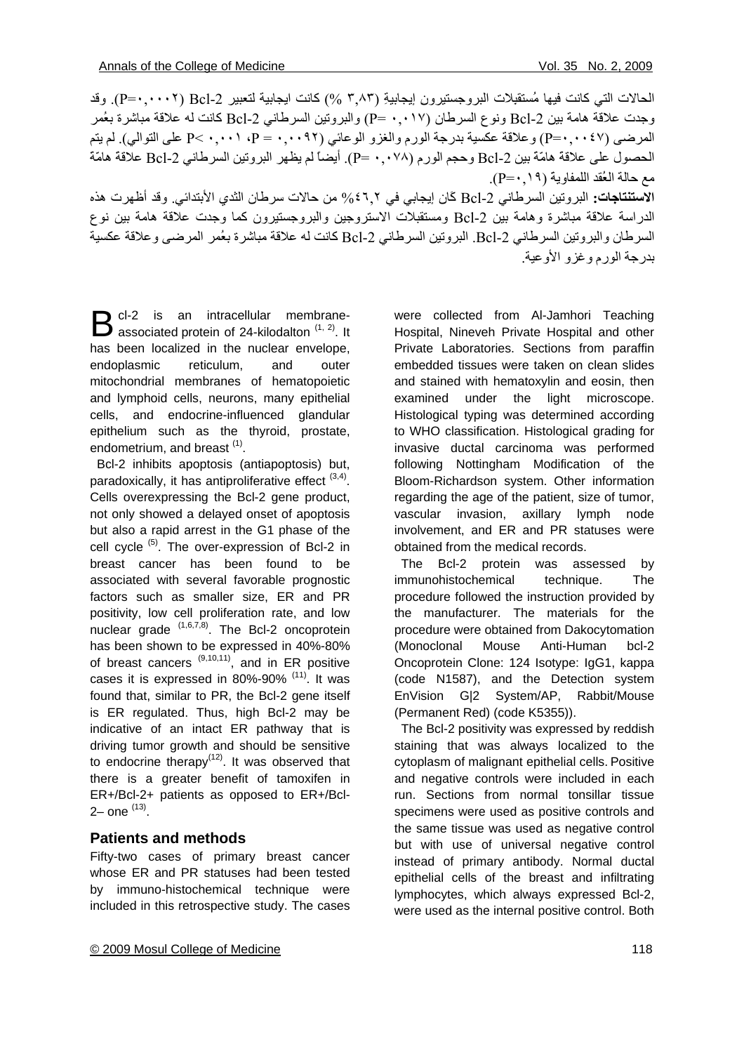الحالات التي كانت فيها مُستقبلات البروجستيرون إيجابية (٣,٨٣ %) كانت ايجابية لتعبير Bcl-2 (P=٠,٠٠٠٢). وقد وجدت علاقة هامة بين Bcl-2 ونوع السرطان (P= ٠,٠١٧) والبروتين السرطاني Bcl-2 كانت له علاقة مباشرة بعُمر المرضى (P=٠,٠٠٤٧) وعلاقة عكسية بدرجة الورم والغزو الوعائي (P = ٠,٠٠٩٢، P< ٠,٠٠١ على التوالي). لم يتم الحصول على علاقة هامّة بين Bcl-2 وحجم الورم (P= ٠,٠٧٨). أيضاً لم يظهر البروتين السرطاني Bcl-2 علاقة هامّة مع حالة العُقد اللمفاوية (P=٠,١٩).

**الاستنتاجات:** البروتين السرطاني Bcl-2 كان إيجابي في ٤٦,٢% من حالات سرطان الثدي الأبتدائي. وقد أظهرت هذه الدراسة علاقة مباشرة وهامة بين Bcl-2 ومستقبلات الاستروجين والبروجستيرون كما وجدت علاقة هامة بين نوع السرطان والبروتين السرطاني Bcl-2. البروتين السرطاني Bcl-2 كانت له علاقة مباشرة بعُمر المرضى وعلاقة عكسية بدرجة الورم وغزو الأوعية.

Bcl-2 is an intracellular membrane-associated protein of 24-kilodalton [1, 2]. It has been localized in the nuclear envelope, endoplasmic reticulum, and outer mitochondrial membranes of hematopoietic and lymphoid cells, neurons, many epithelial cells, and endocrine-influenced glandular epithelium such as the thyroid, prostate, endometrium, and breast [1].

Bcl-2 inhibits apoptosis (antiapoptosis) but, paradoxically, it has antiproliferative effect [3,4]. Cells overexpressing the Bcl-2 gene product, not only showed a delayed onset of apoptosis but also a rapid arrest in the G1 phase of the cell cycle [5]. The over-expression of Bcl-2 in breast cancer has been found to be associated with several favorable prognostic factors such as smaller size, ER and PR positivity, low cell proliferation rate, and low nuclear grade [1,6,7,8]. The Bcl-2 oncoprotein has been shown to be expressed in 40%-80% of breast cancers [9,10,11], and in ER positive cases it is expressed in 80%-90% [11]. It was found that, similar to PR, the Bcl-2 gene itself is ER regulated. Thus, high Bcl-2 may be indicative of an intact ER pathway that is driving tumor growth and should be sensitive to endocrine therapy[12]. It was observed that there is a greater benefit of tamoxifen in ER+/Bcl-2+ patients as opposed to ER+/Bcl-2– one [13].

## Patients and methods

Fifty-two cases of primary breast cancer whose ER and PR statuses had been tested by immuno-histochemical technique were included in this retrospective study. The cases were collected from Al-Jamhori Teaching Hospital, Nineveh Private Hospital and other Private Laboratories. Sections from paraffin embedded tissues were taken on clean slides and stained with hematoxylin and eosin, then examined under the light microscope. Histological typing was determined according to WHO classification. Histological grading for invasive ductal carcinoma was performed following Nottingham Modification of the Bloom-Richardson system. Other information regarding the age of the patient, size of tumor, vascular invasion, axillary lymph node involvement, and ER and PR statuses were obtained from the medical records.

The Bcl-2 protein was assessed by immunohistochemical technique. The procedure followed the instruction provided by the manufacturer. The materials for the procedure were obtained from Dakocytomation (Monoclonal Mouse Anti-Human bcl-2 Oncoprotein Clone: 124 Isotype: IgG1, kappa (code N1587), and the Detection system EnVision G|2 System/AP, Rabbit/Mouse (Permanent Red) (code K5355)).

The Bcl-2 positivity was expressed by reddish staining that was always localized to the cytoplasm of malignant epithelial cells. Positive and negative controls were included in each run. Sections from normal tonsillar tissue specimens were used as positive controls and the same tissue was used as negative control but with use of universal negative control instead of primary antibody. Normal ductal epithelial cells of the breast and infiltrating lymphocytes, which always expressed Bcl-2, were used as the internal positive control. Both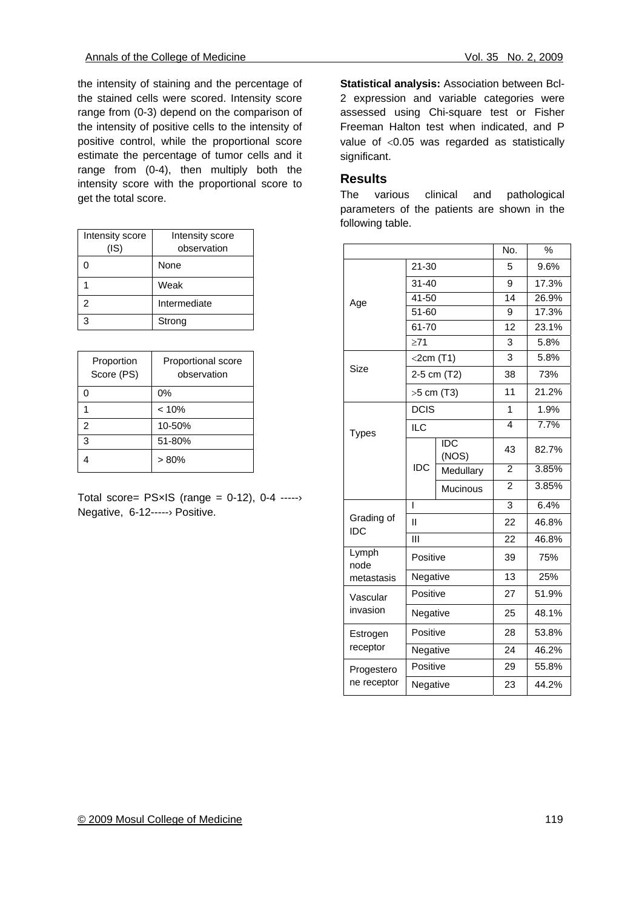the intensity of staining and the percentage of the stained cells were scored. Intensity score range from (0-3) depend on the comparison of the intensity of positive cells to the intensity of positive control, while the proportional score estimate the percentage of tumor cells and it range from (0-4), then multiply both the intensity score with the proportional score to get the total score.

| Intensity score (IS) | Intensity score observation |
|---|---|
| 0 | None |
| 1 | Weak |
| 2 | Intermediate |
| 3 | Strong |

| Proportion Score (PS) | Proportional score observation |
|---|---|
| 0 | 0% |
| 1 | < 10% |
| 2 | 10-50% |
| 3 | 51-80% |
| 4 | > 80% |

Total score= PS×IS (range = 0-12), 0-4 -----› Negative, 6-12-----› Positive.

**Statistical analysis:** Association between Bcl-2 expression and variable categories were assessed using Chi-square test or Fisher Freeman Halton test when indicated, and P value of $<0.05$ was regarded as statistically significant.

## Results

The various clinical and pathological parameters of the patients are shown in the following table.

| | | | No. | % |
|---|---|---|---|---|
| Age | 21-30 | | 5 | 9.6% |
| | 31-40 | | 9 | 17.3% |
| | 41-50 | | 14 | 26.9% |
| | 51-60 | | 9 | 17.3% |
| | 61-70 | | 12 | 23.1% |
| | ≥71 | | 3 | 5.8% |
| Size | <2cm (T1) | | 3 | 5.8% |
| | 2-5 cm (T2) | | 38 | 73% |
| | >5 cm (T3) | | 11 | 21.2% |
| Types | DCIS | | 1 | 1.9% |
| | ILC | | 4 | 7.7% |
| | IDC | IDC (NOS) | 43 | 82.7% |
| | | Medullary | 2 | 3.85% |
| | | Mucinous | 2 | 3.85% |
| Grading of IDC | I | | 3 | 6.4% |
| | II | | 22 | 46.8% |
| | III | | 22 | 46.8% |
| Lymph node metastasis | Positive | | 39 | 75% |
| | Negative | | 13 | 25% |
| Vascular invasion | Positive | | 27 | 51.9% |
| | Negative | | 25 | 48.1% |
| Estrogen receptor | Positive | | 28 | 53.8% |
| | Negative | | 24 | 46.2% |
| Progesterone receptor | Positive | | 29 | 55.8% |
| | Negative | | 23 | 44.2% |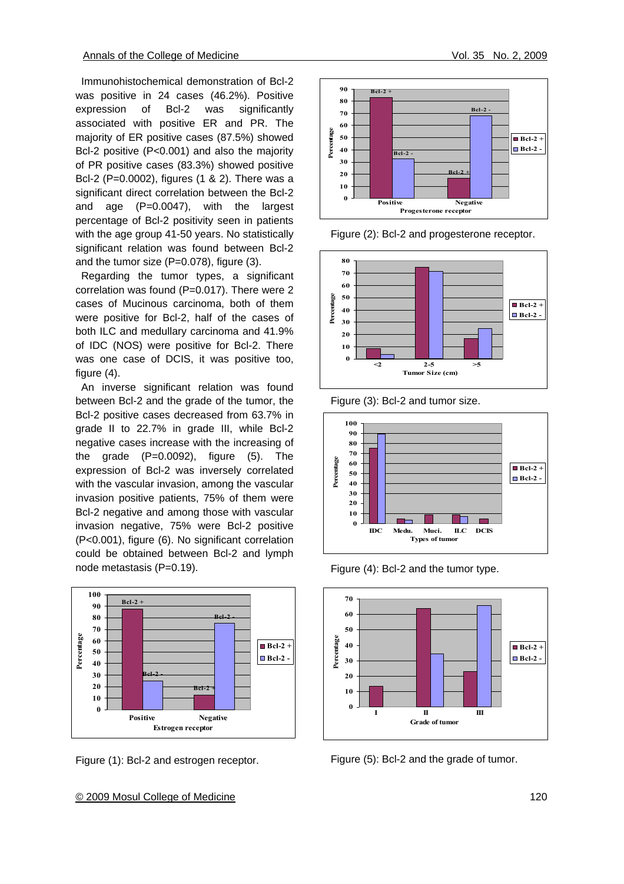Immunohistochemical demonstration of Bcl-2 was positive in 24 cases (46.2%). Positive expression of Bcl-2 was significantly associated with positive ER and PR. The majority of ER positive cases (87.5%) showed Bcl-2 positive (P<0.001) and also the majority of PR positive cases (83.3%) showed positive Bcl-2 (P=0.0002), figures (1 & 2). There was a significant direct correlation between the Bcl-2 and age (P=0.0047), with the largest percentage of Bcl-2 positivity seen in patients with the age group 41-50 years. No statistically significant relation was found between Bcl-2 and the tumor size (P=0.078), figure (3).

Regarding the tumor types, a significant correlation was found (P=0.017). There were 2 cases of Mucinous carcinoma, both of them were positive for Bcl-2, half of the cases of both ILC and medullary carcinoma and 41.9% of IDC (NOS) were positive for Bcl-2. There was one case of DCIS, it was positive too, figure (4).

An inverse significant relation was found between Bcl-2 and the grade of the tumor, the Bcl-2 positive cases decreased from 63.7% in grade II to 22.7% in grade III, while Bcl-2 negative cases increase with the increasing of the grade (P=0.0092), figure (5). The expression of Bcl-2 was inversely correlated with the vascular invasion, among the vascular invasion positive patients, 75% of them were Bcl-2 negative and among those with vascular invasion negative, 75% were Bcl-2 positive (P<0.001), figure (6). No significant correlation could be obtained between Bcl-2 and lymph node metastasis (P=0.19).

Figure (1): Bcl-2 and estrogen receptor.

Figure (2): Bcl-2 and progesterone receptor.

Figure (3): Bcl-2 and tumor size.

Figure (4): Bcl-2 and the tumor type.

Figure (5): Bcl-2 and the grade of tumor.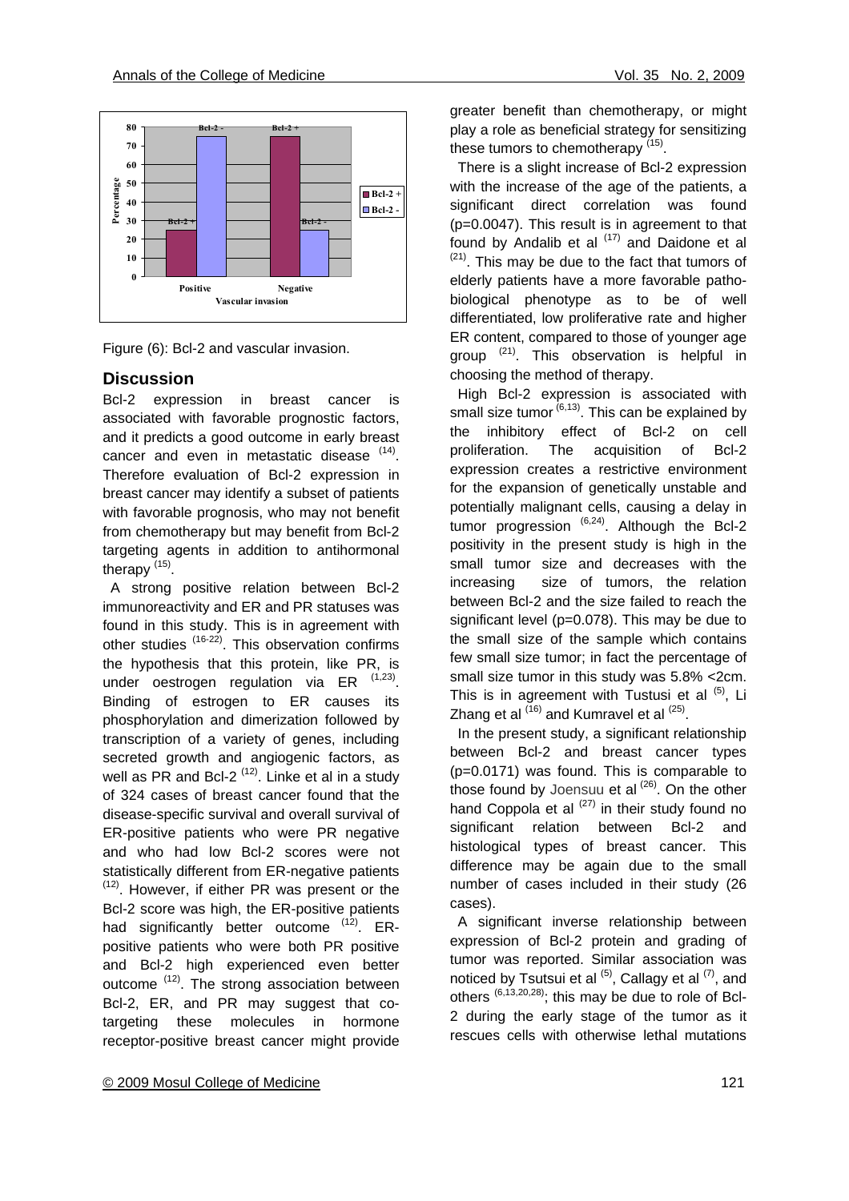Figure (6): Bcl-2 and vascular invasion.

## Discussion

Bcl-2 expression in breast cancer is associated with favorable prognostic factors, and it predicts a good outcome in early breast cancer and even in metastatic disease [14]. Therefore evaluation of Bcl-2 expression in breast cancer may identify a subset of patients with favorable prognosis, who may not benefit from chemotherapy but may benefit from Bcl-2 targeting agents in addition to antihormonal therapy [15].

A strong positive relation between Bcl-2 immunoreactivity and ER and PR statuses was found in this study. This is in agreement with other studies [16-22]. This observation confirms the hypothesis that this protein, like PR, is under oestrogen regulation via ER [1,23]. Binding of estrogen to ER causes its phosphorylation and dimerization followed by transcription of a variety of genes, including secreted growth and angiogenic factors, as well as PR and Bcl-2 [12]. Linke et al in a study of 324 cases of breast cancer found that the disease-specific survival and overall survival of ER-positive patients who were PR negative and who had low Bcl-2 scores were not statistically different from ER-negative patients [12]. However, if either PR was present or the Bcl-2 score was high, the ER-positive patients had significantly better outcome [12]. ER-positive patients who were both PR positive and Bcl-2 high experienced even better outcome [12]. The strong association between Bcl-2, ER, and PR may suggest that co-targeting these molecules in hormone receptor-positive breast cancer might provide greater benefit than chemotherapy, or might play a role as beneficial strategy for sensitizing these tumors to chemotherapy [15].

There is a slight increase of Bcl-2 expression with the increase of the age of the patients, a significant direct correlation was found ($p=0.0047$). This result is in agreement to that found by Andalib et al [17] and Daidone et al [21]. This may be due to the fact that tumors of elderly patients have a more favorable patho-biological phenotype as to be of well differentiated, low proliferative rate and higher ER content, compared to those of younger age group [21]. This observation is helpful in choosing the method of therapy.

High Bcl-2 expression is associated with small size tumor [6,13]. This can be explained by the inhibitory effect of Bcl-2 on cell proliferation. The acquisition of Bcl-2 expression creates a restrictive environment for the expansion of genetically unstable and potentially malignant cells, causing a delay in tumor progression [6,24]. Although the Bcl-2 positivity in the present study is high in the small tumor size and decreases with the increasing size of tumors, the relation between Bcl-2 and the size failed to reach the significant level ($p=0.078$). This may be due to the small size of the sample which contains few small size tumor; in fact the percentage of small size tumor in this study was 5.8% <2cm. This is in agreement with Tustusi et al [5], Li Zhang et al [16] and Kumravel et al [25].

In the present study, a significant relationship between Bcl-2 and breast cancer types ($p=0.0171$) was found. This is comparable to those found by Joensuu et al [26]. On the other hand Coppola et al [27] in their study found no significant relation between Bcl-2 and histological types of breast cancer. This difference may be again due to the small number of cases included in their study (26 cases).

A significant inverse relationship between expression of Bcl-2 protein and grading of tumor was reported. Similar association was noticed by Tsutsui et al [5], Callagy et al [7], and others [6,13,20,28]; this may be due to role of Bcl-2 during the early stage of the tumor as it rescues cells with otherwise lethal mutations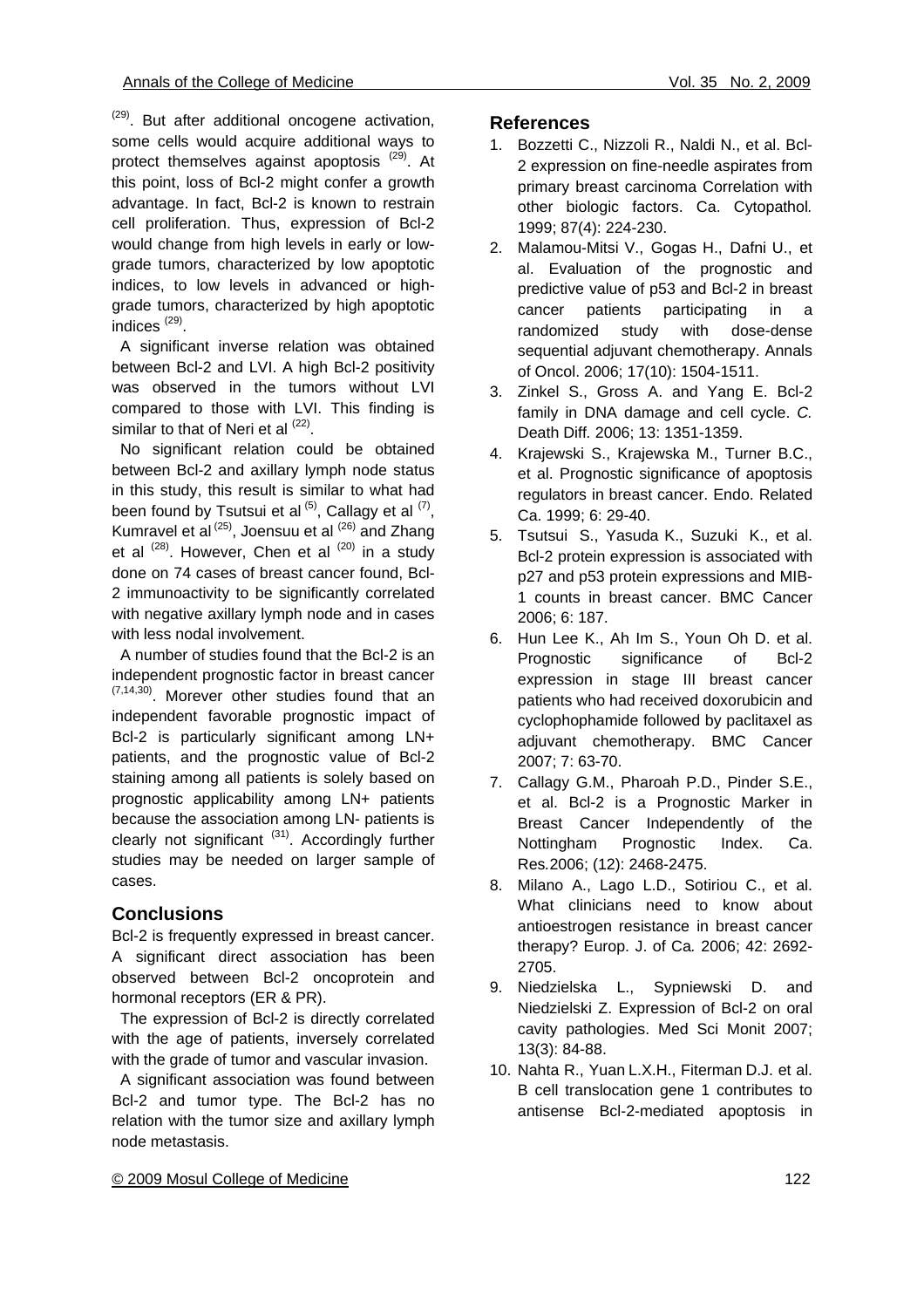[29]. But after additional oncogene activation, some cells would acquire additional ways to protect themselves against apoptosis [29]. At this point, loss of Bcl-2 might confer a growth advantage. In fact, Bcl-2 is known to restrain cell proliferation. Thus, expression of Bcl-2 would change from high levels in early or low-grade tumors, characterized by low apoptotic indices, to low levels in advanced or high-grade tumors, characterized by high apoptotic indices [29].

A significant inverse relation was obtained between Bcl-2 and LVI. A high Bcl-2 positivity was observed in the tumors without LVI compared to those with LVI. This finding is similar to that of Neri et al [22].

No significant relation could be obtained between Bcl-2 and axillary lymph node status in this study, this result is similar to what had been found by Tsutsui et al [5], Callagy et al [7], Kumravel et al [25], Joensuu et al [26] and Zhang et al [28]. However, Chen et al [20] in a study done on 74 cases of breast cancer found, Bcl-2 immunoactivity to be significantly correlated with negative axillary lymph node and in cases with less nodal involvement.

A number of studies found that the Bcl-2 is an independent prognostic factor in breast cancer [7,14,30]. Morever other studies found that an independent favorable prognostic impact of Bcl-2 is particularly significant among LN+ patients, and the prognostic value of Bcl-2 staining among all patients is solely based on prognostic applicability among LN+ patients because the association among LN- patients is clearly not significant [31]. Accordingly further studies may be needed on larger sample of cases.

## Conclusions

Bcl-2 is frequently expressed in breast cancer. A significant direct association has been observed between Bcl-2 oncoprotein and hormonal receptors (ER & PR).

The expression of Bcl-2 is directly correlated with the age of patients, inversely correlated with the grade of tumor and vascular invasion.

A significant association was found between Bcl-2 and tumor type. The Bcl-2 has no relation with the tumor size and axillary lymph node metastasis.

## References

1. Bozzetti C., Nizzoli R., Naldi N., et al. Bcl-2 expression on fine-needle aspirates from primary breast carcinoma Correlation with other biologic factors. Ca. Cytopathol. 1999; 87(4): 224-230.
2. Malamou-Mitsi V., Gogas H., Dafni U., et al. Evaluation of the prognostic and predictive value of p53 and Bcl-2 in breast cancer patients participating in a randomized study with dose-dense sequential adjuvant chemotherapy. Annals of Oncol. 2006; 17(10): 1504-1511.
3. Zinkel S., Gross A. and Yang E. Bcl-2 family in DNA damage and cell cycle. *C.* Death Diff. 2006; 13: 1351-1359.
4. Krajewski S., Krajewska M., Turner B.C., et al. Prognostic significance of apoptosis regulators in breast cancer. Endo. Related Ca. 1999; 6: 29-40.
5. Tsutsui S., Yasuda K., Suzuki K., et al. Bcl-2 protein expression is associated with p27 and p53 protein expressions and MIB-1 counts in breast cancer. BMC Cancer 2006; 6: 187.
6. Hun Lee K., Ah Im S., Youn Oh D. et al. Prognostic significance of Bcl-2 expression in stage III breast cancer patients who had received doxorubicin and cyclophophamide followed by paclitaxel as adjuvant chemotherapy. BMC Cancer 2007; 7: 63-70.
7. Callagy G.M., Pharoah P.D., Pinder S.E., et al. Bcl-2 is a Prognostic Marker in Breast Cancer Independently of the Nottingham Prognostic Index. Ca. Res*.*2006; (12): 2468-2475.
8. Milano A., Lago L.D., Sotiriou C., et al. What clinicians need to know about antioestrogen resistance in breast cancer therapy? Europ. J. of Ca*.* 2006; 42: 2692-2705.
9. Niedzielska L., Sypniewski D. and Niedzielski Z. Expression of Bcl-2 on oral cavity pathologies. Med Sci Monit 2007; 13(3): 84-88.
10. Nahta R., Yuan L.X.H., Fiterman D.J. et al. B cell translocation gene 1 contributes to antisense Bcl-2-mediated apoptosis in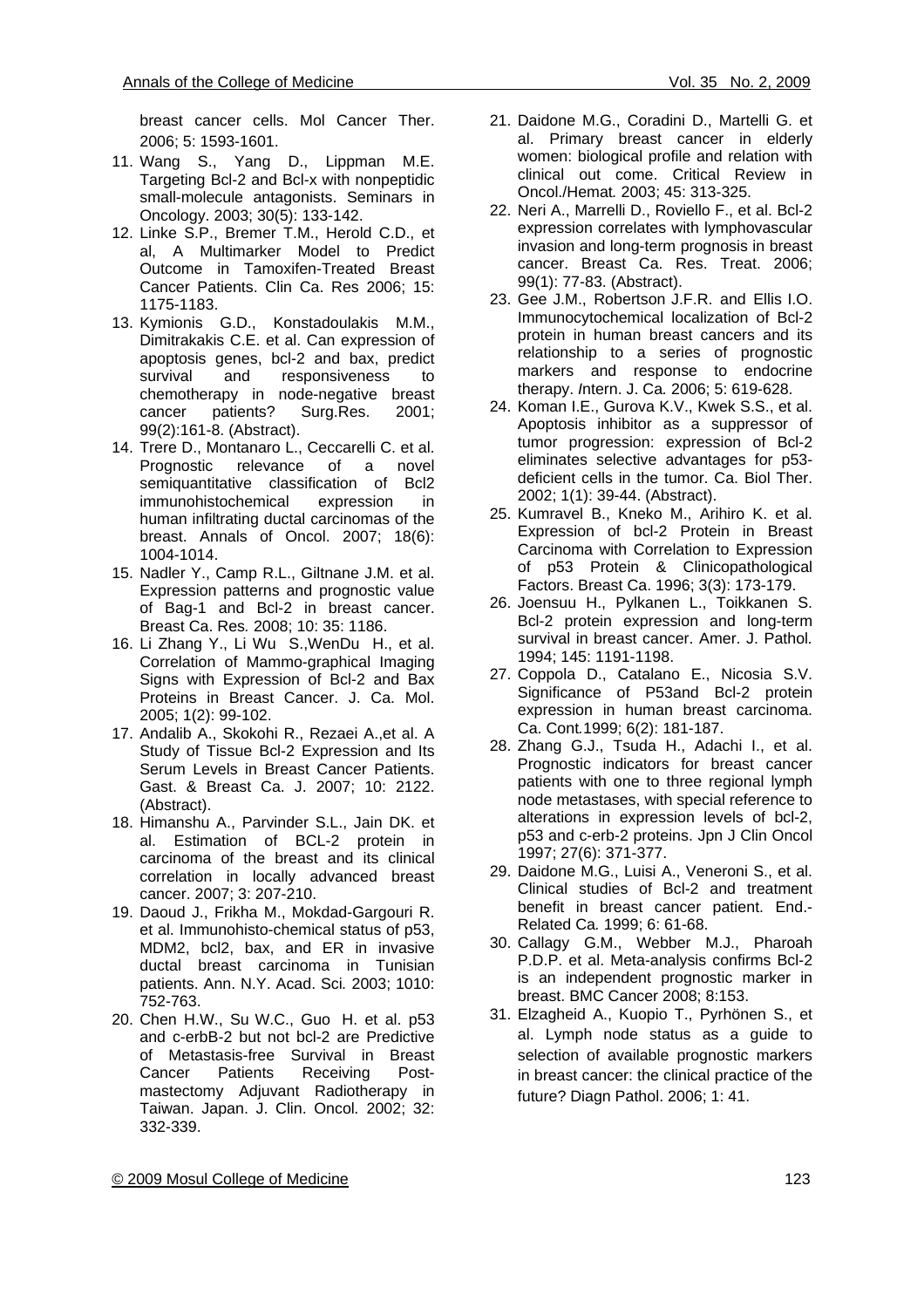breast cancer cells. Mol Cancer Ther. 2006; 5: 1593-1601.

11. Wang S., Yang D., Lippman M.E. Targeting Bcl-2 and Bcl-x with nonpeptidic small-molecule antagonists. Seminars in Oncology. 2003; 30(5): 133-142.
12. Linke S.P., Bremer T.M., Herold C.D., et al, A Multimarker Model to Predict Outcome in Tamoxifen-Treated Breast Cancer Patients. Clin Ca. Res 2006; 15: 1175-1183.
13. Kymionis G.D., Konstadoulakis M.M., Dimitrakakis C.E. et al. Can expression of apoptosis genes, bcl-2 and bax, predict survival and responsiveness to chemotherapy in node-negative breast cancer patients? Surg.Res. 2001; 99(2):161-8. (Abstract).
14. Trere D., Montanaro L., Ceccarelli C. et al. Prognostic relevance of a novel semiquantitative classification of Bcl2 immunohistochemical expression in human infiltrating ductal carcinomas of the breast. Annals of Oncol. 2007; 18(6): 1004-1014.
15. Nadler Y., Camp R.L., Giltnane J.M. et al. Expression patterns and prognostic value of Bag-1 and Bcl-2 in breast cancer. Breast Ca. Res*.* 2008; 10: 35: 1186.
16. Li Zhang Y., Li Wu S.,WenDu H., et al. Correlation of Mammo-graphical Imaging Signs with Expression of Bcl-2 and Bax Proteins in Breast Cancer. J. Ca. Mol. 2005; 1(2): 99-102.
17. Andalib A., Skokohi R., Rezaei A.,et al. A Study of Tissue Bcl-2 Expression and Its Serum Levels in Breast Cancer Patients. Gast. & Breast Ca. J. 2007; 10: 2122. (Abstract).
18. Himanshu A., Parvinder S.L., Jain DK. et al. Estimation of BCL-2 protein in carcinoma of the breast and its clinical correlation in locally advanced breast cancer. 2007; 3: 207-210.
19. Daoud J., Frikha M., Mokdad-Gargouri R. et al. Immunohisto-chemical status of p53, MDM2, bcl2, bax, and ER in invasive ductal breast carcinoma in Tunisian patients. Ann. N.Y. Acad. Sci*.* 2003; 1010: 752-763.
20. Chen H.W., Su W.C., Guo H. et al. p53 and c-erbB-2 but not bcl-2 are Predictive of Metastasis-free Survival in Breast Cancer Patients Receiving Post-mastectomy Adjuvant Radiotherapy in Taiwan. Japan. J. Clin. Oncol*.* 2002; 32: 332-339.
21. Daidone M.G., Coradini D., Martelli G. et al. Primary breast cancer in elderly women: biological profile and relation with clinical out come. Critical Review in Oncol./Hemat*.* 2003; 45: 313-325.
22. Neri A., Marrelli D., Roviello F., et al. Bcl-2 expression correlates with lymphovascular invasion and long-term prognosis in breast cancer. Breast Ca. Res. Treat. 2006; 99(1): 77-83. (Abstract).
23. Gee J.M., Robertson J.F.R. and Ellis I.O. Immunocytochemical localization of Bcl-2 protein in human breast cancers and its relationship to a series of prognostic markers and response to endocrine therapy. *I*ntern. J. Ca*.* 2006; 5: 619-628.
24. Koman I.E., Gurova K.V., Kwek S.S., et al. Apoptosis inhibitor as a suppressor of tumor progression: expression of Bcl-2 eliminates selective advantages for p53-deficient cells in the tumor. Ca. Biol Ther. 2002; 1(1): 39-44. (Abstract).
25. Kumravel B., Kneko M., Arihiro K. et al. Expression of bcl-2 Protein in Breast Carcinoma with Correlation to Expression of p53 Protein & Clinicopathological Factors. Breast Ca. 1996; 3(3): 173-179.
26. Joensuu H., Pylkanen L., Toikkanen S. Bcl-2 protein expression and long-term survival in breast cancer. Amer. J. Pathol*.* 1994; 145: 1191-1198.
27. Coppola D., Catalano E., Nicosia S.V. Significance of P53and Bcl-2 protein expression in human breast carcinoma. Ca. Cont*.*1999; 6(2): 181-187.
28. Zhang G.J., Tsuda H., Adachi I., et al. Prognostic indicators for breast cancer patients with one to three regional lymph node metastases, with special reference to alterations in expression levels of bcl-2, p53 and c-erb-2 proteins. Jpn J Clin Oncol 1997; 27(6): 371-377.
29. Daidone M.G., Luisi A., Veneroni S., et al. Clinical studies of Bcl-2 and treatment benefit in breast cancer patient. End.-Related Ca*.* 1999; 6: 61-68.
30. Callagy G.M., Webber M.J., Pharoah P.D.P. et al. Meta-analysis confirms Bcl-2 is an independent prognostic marker in breast. BMC Cancer 2008; 8:153.
31. Elzagheid A., Kuopio T., Pyrhönen S., et al. Lymph node status as a guide to selection of available prognostic markers in breast cancer: the clinical practice of the future? Diagn Pathol. 2006; 1: 41.